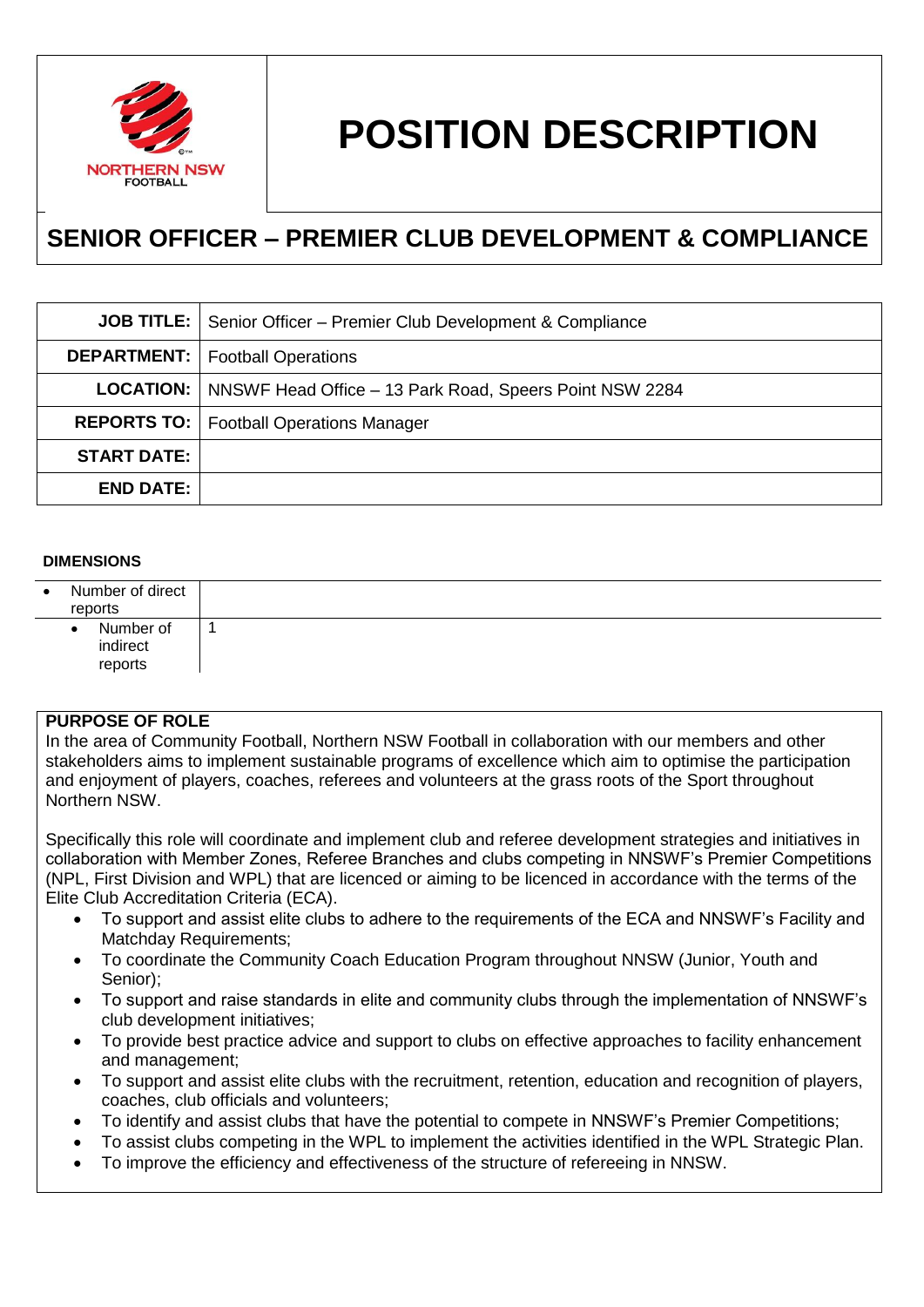# POSITION DESCRIPTION

## SENIOR OFFICER – PREMIER CLUB DEVELOPMENT & COMPLIANCE

| | |
|---|---|
| **JOB TITLE:** | Senior Officer – Premier Club Development & Compliance |
| **DEPARTMENT:** | Football Operations |
| **LOCATION:** | NNSWF Head Office – 13 Park Road, Speers Point NSW 2284 |
| **REPORTS TO:** | Football Operations Manager |
| **START DATE:** | |
| **END DATE:** | |

**DIMENSIONS**

| | |
|---|---|
| • Number of direct reports | |
| • Number of indirect reports | 1 |

**PURPOSE OF ROLE**

In the area of Community Football, Northern NSW Football in collaboration with our members and other stakeholders aims to implement sustainable programs of excellence which aim to optimise the participation and enjoyment of players, coaches, referees and volunteers at the grass roots of the Sport throughout Northern NSW.

Specifically this role will coordinate and implement club and referee development strategies and initiatives in collaboration with Member Zones, Referee Branches and clubs competing in NNSWF's Premier Competitions (NPL, First Division and WPL) that are licenced or aiming to be licenced in accordance with the terms of the Elite Club Accreditation Criteria (ECA).

- To support and assist elite clubs to adhere to the requirements of the ECA and NNSWF's Facility and Matchday Requirements;
- To coordinate the Community Coach Education Program throughout NNSW (Junior, Youth and Senior);
- To support and raise standards in elite and community clubs through the implementation of NNSWF's club development initiatives;
- To provide best practice advice and support to clubs on effective approaches to facility enhancement and management;
- To support and assist elite clubs with the recruitment, retention, education and recognition of players, coaches, club officials and volunteers;
- To identify and assist clubs that have the potential to compete in NNSWF's Premier Competitions;
- To assist clubs competing in the WPL to implement the activities identified in the WPL Strategic Plan.
- To improve the efficiency and effectiveness of the structure of refereeing in NNSW.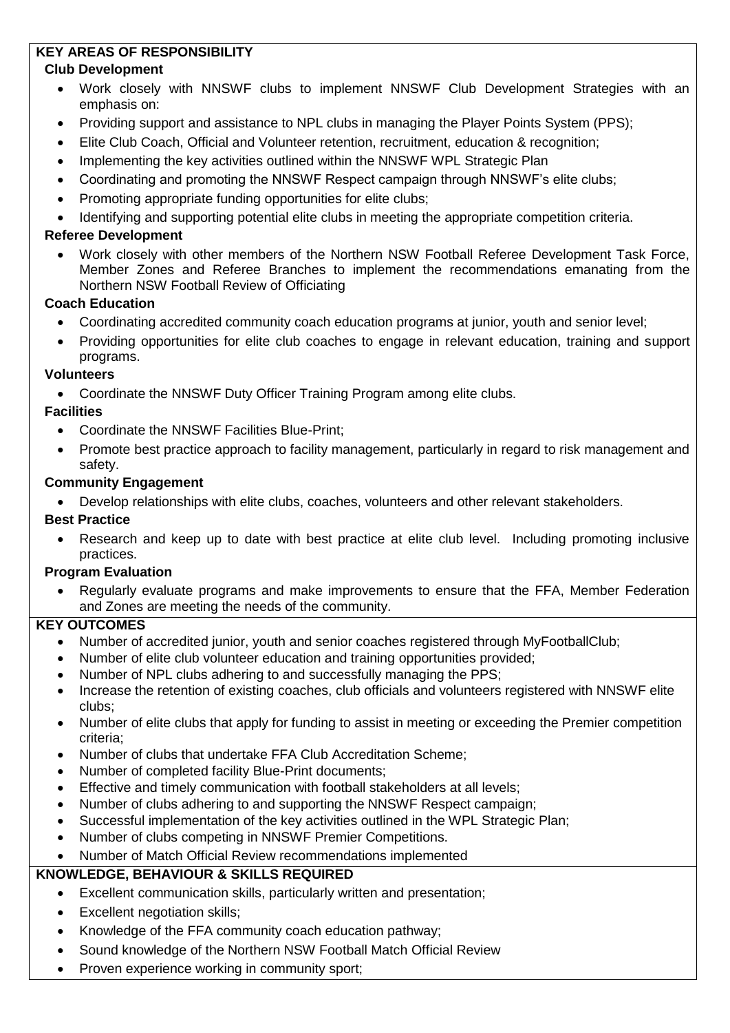## KEY AREAS OF RESPONSIBILITY

### Club Development

- Work closely with NNSWF clubs to implement NNSWF Club Development Strategies with an emphasis on:
- Providing support and assistance to NPL clubs in managing the Player Points System (PPS);
- Elite Club Coach, Official and Volunteer retention, recruitment, education & recognition;
- Implementing the key activities outlined within the NNSWF WPL Strategic Plan
- Coordinating and promoting the NNSWF Respect campaign through NNSWF's elite clubs;
- Promoting appropriate funding opportunities for elite clubs;
- Identifying and supporting potential elite clubs in meeting the appropriate competition criteria.

### Referee Development

- Work closely with other members of the Northern NSW Football Referee Development Task Force, Member Zones and Referee Branches to implement the recommendations emanating from the Northern NSW Football Review of Officiating

### Coach Education

- Coordinating accredited community coach education programs at junior, youth and senior level;
- Providing opportunities for elite club coaches to engage in relevant education, training and support programs.

### Volunteers

- Coordinate the NNSWF Duty Officer Training Program among elite clubs.

### Facilities

- Coordinate the NNSWF Facilities Blue-Print;
- Promote best practice approach to facility management, particularly in regard to risk management and safety.

### Community Engagement

- Develop relationships with elite clubs, coaches, volunteers and other relevant stakeholders.

### Best Practice

- Research and keep up to date with best practice at elite club level. Including promoting inclusive practices.

### Program Evaluation

- Regularly evaluate programs and make improvements to ensure that the FFA, Member Federation and Zones are meeting the needs of the community.

## KEY OUTCOMES

- Number of accredited junior, youth and senior coaches registered through MyFootballClub;
- Number of elite club volunteer education and training opportunities provided;
- Number of NPL clubs adhering to and successfully managing the PPS;
- Increase the retention of existing coaches, club officials and volunteers registered with NNSWF elite clubs;
- Number of elite clubs that apply for funding to assist in meeting or exceeding the Premier competition criteria;
- Number of clubs that undertake FFA Club Accreditation Scheme;
- Number of completed facility Blue-Print documents;
- Effective and timely communication with football stakeholders at all levels;
- Number of clubs adhering to and supporting the NNSWF Respect campaign;
- Successful implementation of the key activities outlined in the WPL Strategic Plan;
- Number of clubs competing in NNSWF Premier Competitions.
- Number of Match Official Review recommendations implemented

## KNOWLEDGE, BEHAVIOUR & SKILLS REQUIRED

- Excellent communication skills, particularly written and presentation;
- Excellent negotiation skills;
- Knowledge of the FFA community coach education pathway;
- Sound knowledge of the Northern NSW Football Match Official Review
- Proven experience working in community sport;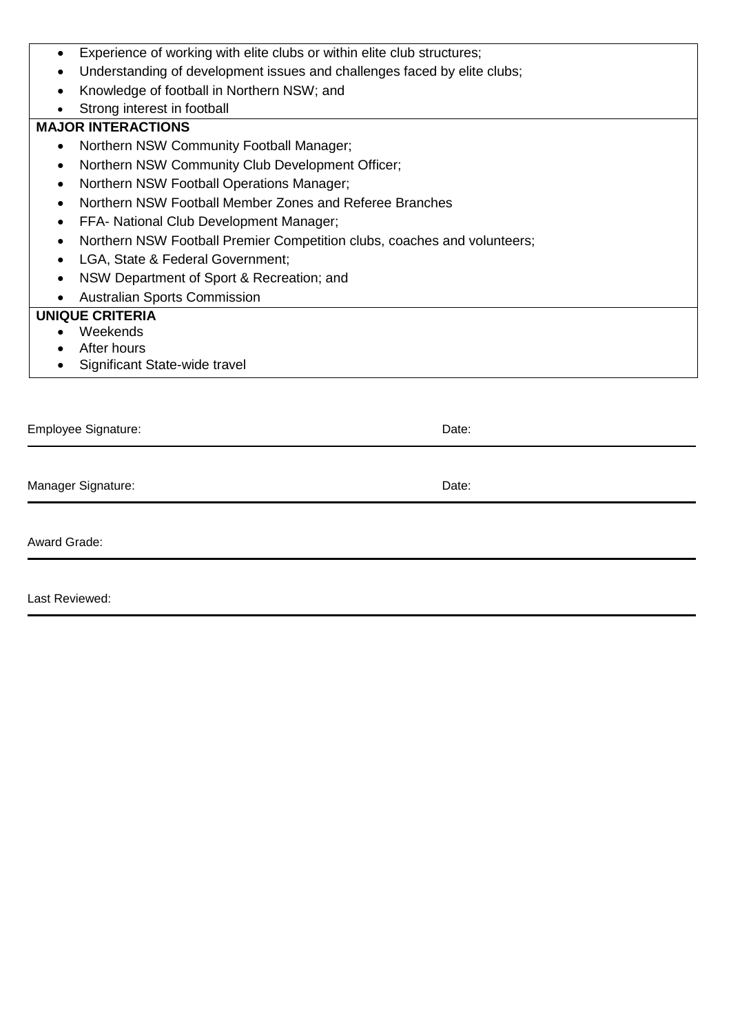- Experience of working with elite clubs or within elite club structures;
- Understanding of development issues and challenges faced by elite clubs;
- Knowledge of football in Northern NSW; and
- Strong interest in football

**MAJOR INTERACTIONS**

- Northern NSW Community Football Manager;
- Northern NSW Community Club Development Officer;
- Northern NSW Football Operations Manager;
- Northern NSW Football Member Zones and Referee Branches
- FFA- National Club Development Manager;
- Northern NSW Football Premier Competition clubs, coaches and volunteers;
- LGA, State & Federal Government;
- NSW Department of Sport & Recreation; and
- Australian Sports Commission

**UNIQUE CRITERIA**

- Weekends
- After hours
- Significant State-wide travel

Employee Signature: Date:

Manager Signature: Date:

Award Grade:

Last Reviewed: